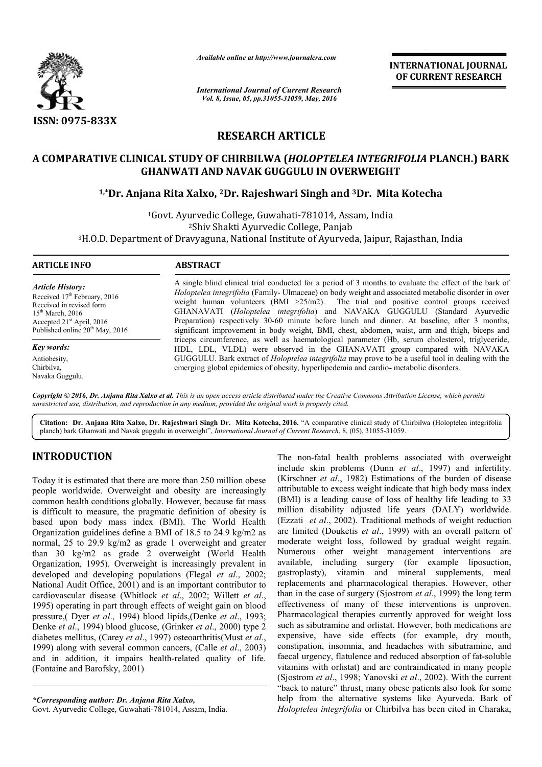ISSN: 0975-833X

*Available online at http://www.journalcra.com*

*International Journal of Current Research*
*Vol. 8, Issue, 05, pp.31055-31059, May, 2016*

**INTERNATIONAL JOURNAL OF CURRENT RESEARCH**

## RESEARCH ARTICLE

# A COMPARATIVE CLINICAL STUDY OF CHIRBILWA (*HOLOPTELEA INTEGRIFOLIA* PLANCH.) BARK GHANWATI AND NAVAK GUGGULU IN OVERWEIGHT

**[1,*]Dr. Anjana Rita Xalxo, [2]Dr. Rajeshwari Singh and [3]Dr. Mita Kotecha**

[1]Govt. Ayurvedic College, Guwahati-781014, Assam, India
[2]Shiv Shakti Ayurvedic College, Panjab
[3]H.O.D. Department of Dravyaguna, National Institute of Ayurveda, Jaipur, Rajasthan, India

### ARTICLE INFO

*Article History:*
Received 17th February, 2016
Received in revised form
15th March, 2016
Accepted 21st April, 2016
Published online 20th May, 2016

*Key words:*
Antiobesity,
Chirbilva,
Navaka Guggulu.

### ABSTRACT

A single blind clinical trial conducted for a period of 3 months to evaluate the effect of the bark of *Holoptelea integrifolia* (Family- Ulmaceae) on body weight and associated metabolic disorder in over weight human volunteers (BMI >25/m2). The trial and positive control groups received GHANAVATI (*Holoptelea integrifolia*) and NAVAKA GUGGULU (Standard Ayurvedic Preparation) respectively 30-60 minute before lunch and dinner. At baseline, after 3 months, significant improvement in body weight, BMI, chest, abdomen, waist, arm and thigh, biceps and triceps circumference, as well as haematological parameter (Hb, serum cholesterol, triglyceride, HDL, LDL, VLDL) were observed in the GHANAVATI group compared with NAVAKA GUGGULU. Bark extract of *Holoptelea integrifolia* may prove to be a useful tool in dealing with the emerging global epidemics of obesity, hyperlipedemia and cardio- metabolic disorders.

*Copyright © 2016, Dr. Anjana Rita Xalxo et al. This is an open access article distributed under the Creative Commons Attribution License, which permits unrestricted use, distribution, and reproduction in any medium, provided the original work is properly cited.*

**Citation: Dr. Anjana Rita Xalxo, Dr. Rajeshwari Singh Dr. Mita Kotecha, 2016.** "A comparative clinical study of Chirbilwa (Holoptelea integrifolia planch) bark Ghanwati and Navak guggulu in overweight", *International Journal of Current Research*, 8, (05), 31055-31059.

## INTRODUCTION

Today it is estimated that there are more than 250 million obese people worldwide. Overweight and obesity are increasingly common health conditions globally. However, because fat mass is difficult to measure, the pragmatic definition of obesity is based upon body mass index (BMI). The World Health Organization guidelines define a BMI of 18.5 to 24.9 kg/m2 as normal, 25 to 29.9 kg/m2 as grade 1 overweight and greater than 30 kg/m2 as grade 2 overweight (World Health Organization, 1995). Overweight is increasingly prevalent in developed and developing populations (Flegal *et al*., 2002; National Audit Office, 2001) and is an important contributor to cardiovascular disease (Whitlock *et al*., 2002; Willett *et al*., 1995) operating in part through effects of weight gain on blood pressure,( Dyer *et al*., 1994) blood lipids,(Denke *et al*., 1993; Denke *et al*., 1994) blood glucose, (Grinker *et al*., 2000) type 2 diabetes mellitus, (Carey *et al*., 1997) osteoarthritis(Must *et al*., 1999) along with several common cancers, (Calle *et al*., 2003) and in addition, it impairs health-related quality of life. (Fontaine and Barofsky, 2001)

The non-fatal health problems associated with overweight include skin problems (Dunn *et al*., 1997) and infertility. (Kirschner *et al*., 1982) Estimations of the burden of disease attributable to excess weight indicate that high body mass index (BMI) is a leading cause of loss of healthy life leading to 33 million disability adjusted life years (DALY) worldwide. (Ezzati *et al*., 2002). Traditional methods of weight reduction are limited (Douketis *et al*., 1999) with an overall pattern of moderate weight loss, followed by gradual weight regain. Numerous other weight management interventions are available, including surgery (for example liposuction, gastroplasty), vitamin and mineral supplements, meal replacements and pharmacological therapies. However, other than in the case of surgery (Sjostrom *et al*., 1999) the long term effectiveness of many of these interventions is unproven. Pharmacological therapies currently approved for weight loss such as sibutramine and orlistat. However, both medications are expensive, have side effects (for example, dry mouth, constipation, insomnia, and headaches with sibutramine, and faecal urgency, flatulence and reduced absorption of fat-soluble vitamins with orlistat) and are contraindicated in many people (Sjostrom *et al*., 1998; Yanovski *et al*., 2002). With the current "back to nature" thrust, many obese patients also look for some help from the alternative systems like Ayurveda. Bark of *Holoptelea integrifolia* or Chirbilva has been cited in Charaka,

*\*Corresponding author: Dr. Anjana Rita Xalxo,*
Govt. Ayurvedic College, Guwahati-781014, Assam, India.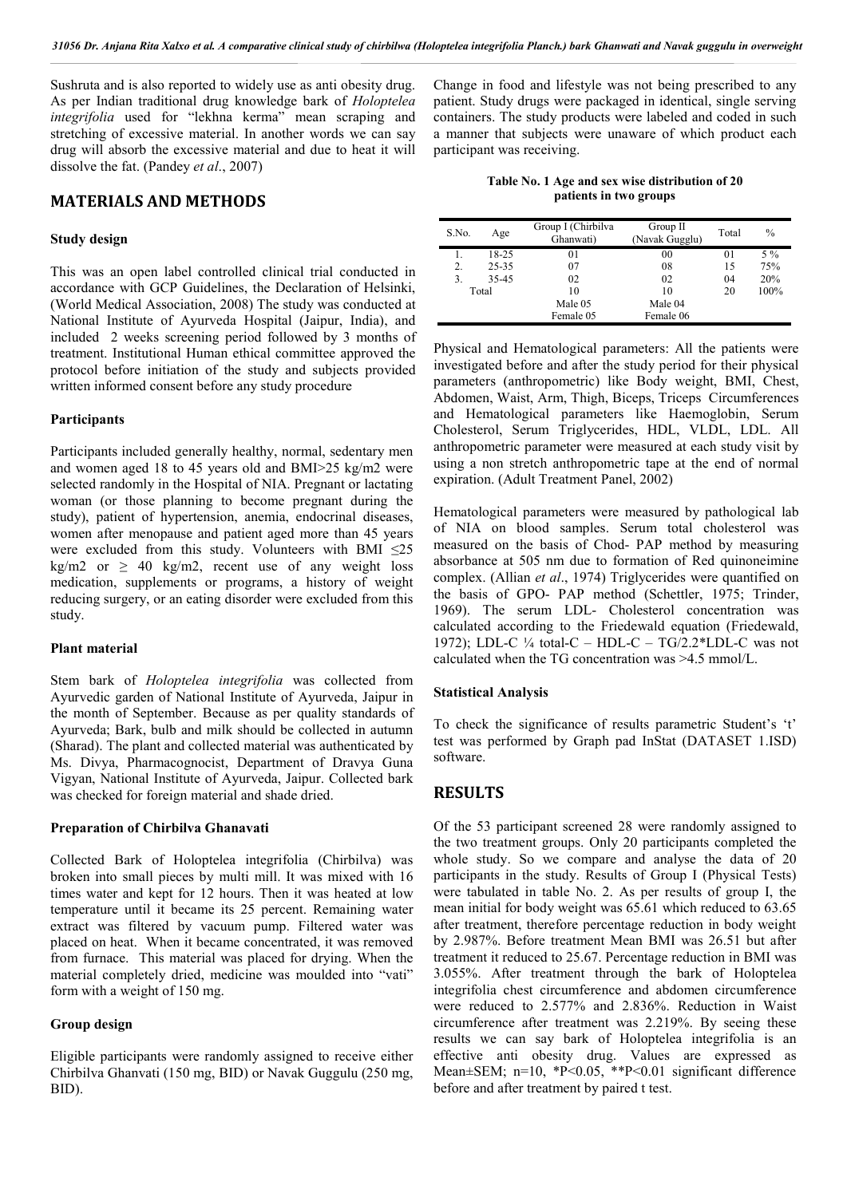Sushruta and is also reported to widely use as anti obesity drug. As per Indian traditional drug knowledge bark of *Holoptelea integrifolia* used for "lekhna kerma" mean scraping and stretching of excessive material. In another words we can say drug will absorb the excessive material and due to heat it will dissolve the fat. (Pandey *et al*., 2007)

## MATERIALS AND METHODS

### Study design

This was an open label controlled clinical trial conducted in accordance with GCP Guidelines, the Declaration of Helsinki, (World Medical Association, 2008) The study was conducted at National Institute of Ayurveda Hospital (Jaipur, India), and included 2 weeks screening period followed by 3 months of treatment. Institutional Human ethical committee approved the protocol before initiation of the study and subjects provided written informed consent before any study procedure

### Participants

Participants included generally healthy, normal, sedentary men and women aged 18 to 45 years old and BMI>25 kg/m2 were selected randomly in the Hospital of NIA. Pregnant or lactating woman (or those planning to become pregnant during the study), patient of hypertension, anemia, endocrinal diseases, women after menopause and patient aged more than 45 years were excluded from this study. Volunteers with BMI ≤25 kg/m2 or ≥ 40 kg/m2, recent use of any weight loss medication, supplements or programs, a history of weight reducing surgery, or an eating disorder were excluded from this study.

### Plant material

Stem bark of *Holoptelea integrifolia* was collected from Ayurvedic garden of National Institute of Ayurveda, Jaipur in the month of September. Because as per quality standards of Ayurveda; Bark, bulb and milk should be collected in autumn (Sharad). The plant and collected material was authenticated by Ms. Divya, Pharmacognocist, Department of Dravya Guna Vigyan, National Institute of Ayurveda, Jaipur. Collected bark was checked for foreign material and shade dried.

### Preparation of Chirbilva Ghanavati

Collected Bark of Holoptelea integrifolia (Chirbilva) was broken into small pieces by multi mill. It was mixed with 16 times water and kept for 12 hours. Then it was heated at low temperature until it became its 25 percent. Remaining water extract was filtered by vacuum pump. Filtered water was placed on heat. When it became concentrated, it was removed from furnace. This material was placed for drying. When the material completely dried, medicine was moulded into "vati" form with a weight of 150 mg.

### Group design

Eligible participants were randomly assigned to receive either Chirbilva Ghanvati (150 mg, BID) or Navak Guggulu (250 mg, BID).

Change in food and lifestyle was not being prescribed to any patient. Study drugs were packaged in identical, single serving containers. The study products were labeled and coded in such a manner that subjects were unaware of which product each participant was receiving.

**Table No. 1 Age and sex wise distribution of 20 patients in two groups**

| S.No. | Age | Group I (Chirbilva Ghanwati) | Group II (Navak Gugglu) | Total | % |
|---|---|---|---|---|---|
| 1. | 18-25 | 01 | 00 | 01 | 5 % |
| 2. | 25-35 | 07 | 08 | 15 | 75% |
| 3. | 35-45 | 02 | 02 | 04 | 20% |
| Total | | 10 | 10 | 20 | 100% |
| | | Male 05 | Male 04 | | |
| | | Female 05 | Female 06 | | |

Physical and Hematological parameters: All the patients were investigated before and after the study period for their physical parameters (anthropometric) like Body weight, BMI, Chest, Abdomen, Waist, Arm, Thigh, Biceps, Triceps Circumferences and Hematological parameters like Haemoglobin, Serum Cholesterol, Serum Triglycerides, HDL, VLDL, LDL. All anthropometric parameter were measured at each study visit by using a non stretch anthropometric tape at the end of normal expiration. (Adult Treatment Panel, 2002)

Hematological parameters were measured by pathological lab of NIA on blood samples. Serum total cholesterol was measured on the basis of Chod- PAP method by measuring absorbance at 505 nm due to formation of Red quinoneimine complex. (Allian *et al*., 1974) Triglycerides were quantified on the basis of GPO- PAP method (Schettler, 1975; Trinder, 1969). The serum LDL- Cholesterol concentration was calculated according to the Friedewald equation (Friedewald, 1972); LDL-C ¼ total-C – HDL-C – TG/2.2*LDL-C was not calculated when the TG concentration was >4.5 mmol/L.

### Statistical Analysis

To check the significance of results parametric Student's 't' test was performed by Graph pad InStat (DATASET 1.ISD) software.

## RESULTS

Of the 53 participant screened 28 were randomly assigned to the two treatment groups. Only 20 participants completed the whole study. So we compare and analyse the data of 20 participants in the study. Results of Group I (Physical Tests) were tabulated in table No. 2. As per results of group I, the mean initial for body weight was 65.61 which reduced to 63.65 after treatment, therefore percentage reduction in body weight by 2.987%. Before treatment Mean BMI was 26.51 but after treatment it reduced to 25.67. Percentage reduction in BMI was 3.055%. After treatment through the bark of Holoptelea integrifolia chest circumference and abdomen circumference were reduced to 2.577% and 2.836%. Reduction in Waist circumference after treatment was 2.219%. By seeing these results we can say bark of Holoptelea integrifolia is an effective anti obesity drug. Values are expressed as Mean±SEM; n=10, *P<0.05, **P<0.01 significant difference before and after treatment by paired t test.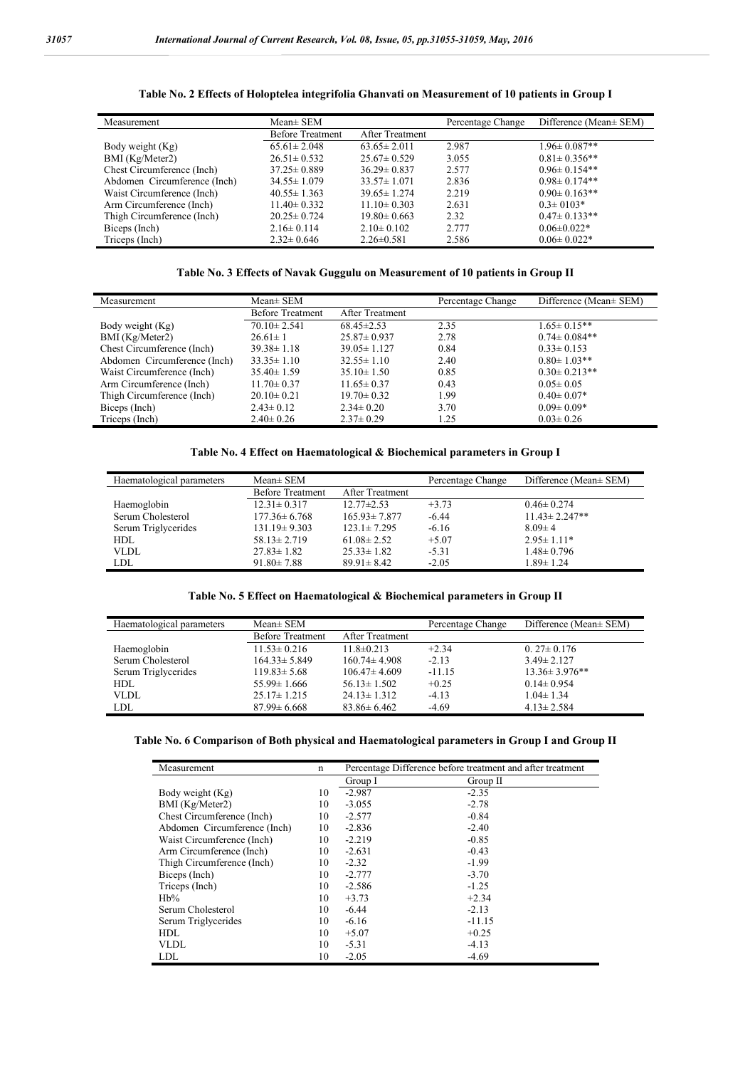**Table No. 2 Effects of Holoptelea integrifolia Ghanvati on Measurement of 10 patients in Group I**

| Measurement | Mean± SEM | | Percentage Change | Difference (Mean± SEM) |
|---|---|---|---|---|
| | Before Treatment | After Treatment | | |
| Body weight (Kg) | 65.61± 2.048 | 63.65± 2.011 | 2.987 | 1.96± 0.087** |
| BMI (Kg/Meter2) | 26.51± 0.532 | 25.67± 0.529 | 3.055 | 0.81± 0.356** |
| Chest Circumference (Inch) | 37.25± 0.889 | 36.29± 0.837 | 2.577 | 0.96± 0.154** |
| Abdomen Circumference (Inch) | 34.55± 1.079 | 33.57± 1.071 | 2.836 | 0.98± 0.174** |
| Waist Circumference (Inch) | 40.55± 1.363 | 39.65± 1.274 | 2.219 | 0.90± 0.163** |
| Arm Circumference (Inch) | 11.40± 0.332 | 11.10± 0.303 | 2.631 | 0.3± 0103* |
| Thigh Circumference (Inch) | 20.25± 0.724 | 19.80± 0.663 | 2.32 | 0.47± 0.133** |
| Biceps (Inch) | 2.16± 0.114 | 2.10± 0.102 | 2.777 | 0.06±0.022* |
| Triceps (Inch) | 2.32± 0.646 | 2.26±0.581 | 2.586 | 0.06± 0.022* |

**Table No. 3 Effects of Navak Guggulu on Measurement of 10 patients in Group II**

| Measurement | Mean± SEM | | Percentage Change | Difference (Mean± SEM) |
|---|---|---|---|---|
| | Before Treatment | After Treatment | | |
| Body weight (Kg) | 70.10± 2.541 | 68.45±2.53 | 2.35 | 1.65± 0.15** |
| BMI (Kg/Meter2) | 26.61± 1 | 25.87± 0.937 | 2.78 | 0.74± 0.084** |
| Chest Circumference (Inch) | 39.38± 1.18 | 39.05± 1.127 | 0.84 | 0.33± 0.153 |
| Abdomen Circumference (Inch) | 33.35± 1.10 | 32.55± 1.10 | 2.40 | 0.80± 1.03** |
| Waist Circumference (Inch) | 35.40± 1.59 | 35.10± 1.50 | 0.85 | 0.30± 0.213** |
| Arm Circumference (Inch) | 11.70± 0.37 | 11.65± 0.37 | 0.43 | 0.05± 0.05 |
| Thigh Circumference (Inch) | 20.10± 0.21 | 19.70± 0.32 | 1.99 | 0.40± 0.07* |
| Biceps (Inch) | 2.43± 0.12 | 2.34± 0.20 | 3.70 | 0.09± 0.09* |
| Triceps (Inch) | 2.40± 0.26 | 2.37± 0.29 | 1.25 | 0.03± 0.26 |

**Table No. 4 Effect on Haematological & Biochemical parameters in Group I**

| Haematological parameters | Mean± SEM | | Percentage Change | Difference (Mean± SEM) |
|---|---|---|---|---|
| | Before Treatment | After Treatment | | |
| Haemoglobin | 12.31± 0.317 | 12.77±2.53 | +3.73 | 0.46± 0.274 |
| Serum Cholesterol | 177.36± 6.768 | 165.93± 7.877 | -6.44 | 11.43± 2.247** |
| Serum Triglycerides | 131.19± 9.303 | 123.1± 7.295 | -6.16 | 8.09± 4 |
| HDL | 58.13± 2.719 | 61.08± 2.52 | +5.07 | 2.95± 1.11* |
| VLDL | 27.83± 1.82 | 25.33± 1.82 | -5.31 | 1.48± 0.796 |
| LDL | 91.80± 7.88 | 89.91± 8.42 | -2.05 | 1.89± 1.24 |

**Table No. 5 Effect on Haematological & Biochemical parameters in Group II**

| Haematological parameters | Mean± SEM | | Percentage Change | Difference (Mean± SEM) |
|---|---|---|---|---|
| | Before Treatment | After Treatment | | |
| Haemoglobin | 11.53± 0.216 | 11.8±0.213 | +2.34 | 0. 27± 0.176 |
| Serum Cholesterol | 164.33± 5.849 | 160.74± 4.908 | -2.13 | 3.49± 2.127 |
| Serum Triglycerides | 119.83± 5.68 | 106.47± 4.609 | -11.15 | 13.36± 3.976** |
| HDL | 55.99± 1.666 | 56.13± 1.502 | +0.25 | 0.14± 0.954 |
| VLDL | 25.17± 1.215 | 24.13± 1.312 | -4.13 | 1.04± 1.34 |
| LDL | 87.99± 6.668 | 83.86± 6.462 | -4.69 | 4.13± 2.584 |

**Table No. 6 Comparison of Both physical and Haematological parameters in Group I and Group II**

| Measurement | n | Percentage Difference before treatment and after treatment | |
|---|---|---|---|
| | | Group I | Group II |
| Body weight (Kg) | 10 | -2.987 | -2.35 |
| BMI (Kg/Meter2) | 10 | -3.055 | -2.78 |
| Chest Circumference (Inch) | 10 | -2.577 | -0.84 |
| Abdomen Circumference (Inch) | 10 | -2.836 | -2.40 |
| Waist Circumference (Inch) | 10 | -2.219 | -0.85 |
| Arm Circumference (Inch) | 10 | -2.631 | -0.43 |
| Thigh Circumference (Inch) | 10 | -2.32 | -1.99 |
| Biceps (Inch) | 10 | -2.777 | -3.70 |
| Triceps (Inch) | 10 | -2.586 | -1.25 |
| Hb% | 10 | +3.73 | +2.34 |
| Serum Cholesterol | 10 | -6.44 | -2.13 |
| Serum Triglycerides | 10 | -6.16 | -11.15 |
| HDL | 10 | +5.07 | +0.25 |
| VLDL | 10 | -5.31 | -4.13 |
| LDL | 10 | -2.05 | -4.69 |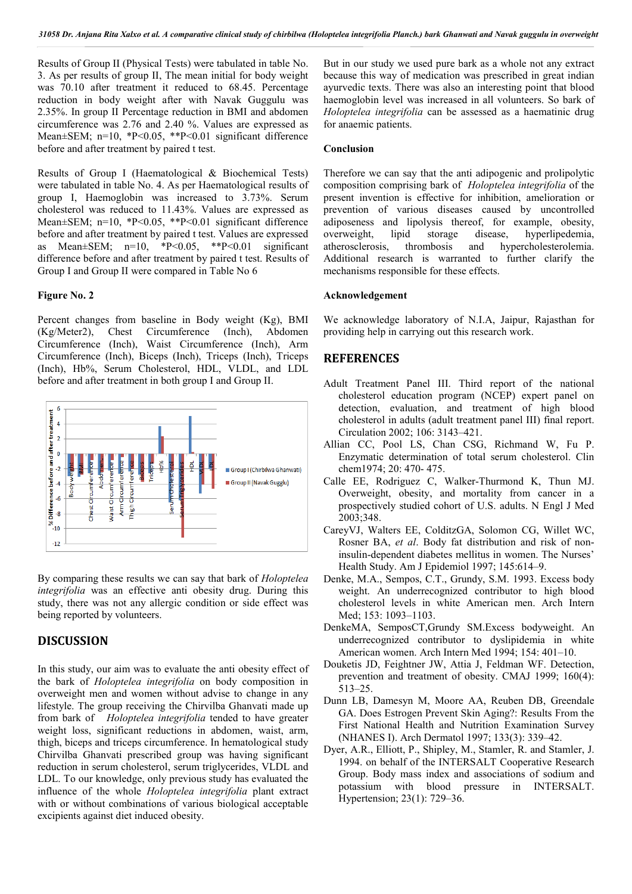Results of Group II (Physical Tests) were tabulated in table No. 3. As per results of group II, The mean initial for body weight was 70.10 after treatment it reduced to 68.45. Percentage reduction in body weight after with Navak Guggulu was 2.35%. In group II Percentage reduction in BMI and abdomen circumference was 2.76 and 2.40 %. Values are expressed as Mean±SEM; n=10, *P<0.05, **P<0.01 significant difference before and after treatment by paired t test.

Results of Group I (Haematological & Biochemical Tests) were tabulated in table No. 4. As per Haematological results of group I, Haemoglobin was increased to 3.73%. Serum cholesterol was reduced to 11.43%. Values are expressed as Mean±SEM; n=10, *P<0.05, **P<0.01 significant difference before and after treatment by paired t test. Values are expressed as Mean±SEM; n=10, *P<0.05, **P<0.01 significant difference before and after treatment by paired t test. Results of Group I and Group II were compared in Table No 6

**Figure No. 2**

Percent changes from baseline in Body weight (Kg), BMI (Kg/Meter2), Chest Circumference (Inch), Abdomen Circumference (Inch), Waist Circumference (Inch), Arm Circumference (Inch), Biceps (Inch), Triceps (Inch), Triceps (Inch), Hb%, Serum Cholesterol, HDL, VLDL, and LDL before and after treatment in both group I and Group II.

By comparing these results we can say that bark of *Holoptelea integrifolia* was an effective anti obesity drug. During this study, there was not any allergic condition or side effect was being reported by volunteers.

## DISCUSSION

In this study, our aim was to evaluate the anti obesity effect of the bark of *Holoptelea integrifolia* on body composition in overweight men and women without advise to change in any lifestyle. The group receiving the Chirvilba Ghanvati made up from bark of *Holoptelea integrifolia* tended to have greater weight loss, significant reductions in abdomen, waist, arm, thigh, biceps and triceps circumference. In hematological study Chirvilba Ghanvati prescribed group was having significant reduction in serum cholesterol, serum triglycerides, VLDL and LDL. To our knowledge, only previous study has evaluated the influence of the whole *Holoptelea integrifolia* plant extract with or without combinations of various biological acceptable excipients against diet induced obesity.

But in our study we used pure bark as a whole not any extract because this way of medication was prescribed in great indian ayurvedic texts. There was also an interesting point that blood haemoglobin level was increased in all volunteers. So bark of *Holoptelea integrifolia* can be assessed as a haematinic drug for anaemic patients.

**Conclusion**

Therefore we can say that the anti adipogenic and prolipolytic composition comprising bark of *Holoptelea integrifolia* of the present invention is effective for inhibition, amelioration or prevention of various diseases caused by uncontrolled adiposeness and lipolysis thereof, for example, obesity, overweight, lipid storage disease, hyperlipedemia, atherosclerosis, thrombosis and hypercholesterolemia. Additional research is warranted to further clarify the mechanisms responsible for these effects.

**Acknowledgement**

We acknowledge laboratory of N.I.A, Jaipur, Rajasthan for providing help in carrying out this research work.

## REFERENCES

Adult Treatment Panel III. Third report of the national cholesterol education program (NCEP) expert panel on detection, evaluation, and treatment of high blood cholesterol in adults (adult treatment panel III) final report. Circulation 2002; 106: 3143–421.

Allian CC, Pool LS, Chan CSG, Richmond W, Fu P. Enzymatic determination of total serum cholesterol. Clin chem1974; 20: 470- 475.

Calle EE, Rodriguez C, Walker-Thurmond K, Thun MJ. Overweight, obesity, and mortality from cancer in a prospectively studied cohort of U.S. adults. N Engl J Med 2003;348.

CareyVJ, Walters EE, ColditzGA, Solomon CG, Willet WC, Rosner BA, *et al*. Body fat distribution and risk of non-insulin-dependent diabetes mellitus in women. The Nurses' Health Study. Am J Epidemiol 1997; 145:614–9.

Denke, M.A., Sempos, C.T., Grundy, S.M. 1993. Excess body weight. An underrecognized contributor to high blood cholesterol levels in white American men. Arch Intern Med; 153: 1093–1103.

DenkeMA, SemposCT,Grundy SM.Excess bodyweight. An underrecognized contributor to dyslipidemia in white American women. Arch Intern Med 1994; 154: 401–10.

Douketis JD, Feightner JW, Attia J, Feldman WF. Detection, prevention and treatment of obesity. CMAJ 1999; 160(4): 513–25.

Dunn LB, Damesyn M, Moore AA, Reuben DB, Greendale GA. Does Estrogen Prevent Skin Aging?: Results From the First National Health and Nutrition Examination Survey (NHANES I). Arch Dermatol 1997; 133(3): 339–42.

Dyer, A.R., Elliott, P., Shipley, M., Stamler, R. and Stamler, J. 1994. on behalf of the INTERSALT Cooperative Research Group. Body mass index and associations of sodium and potassium with blood pressure in INTERSALT. Hypertension; 23(1): 729–36.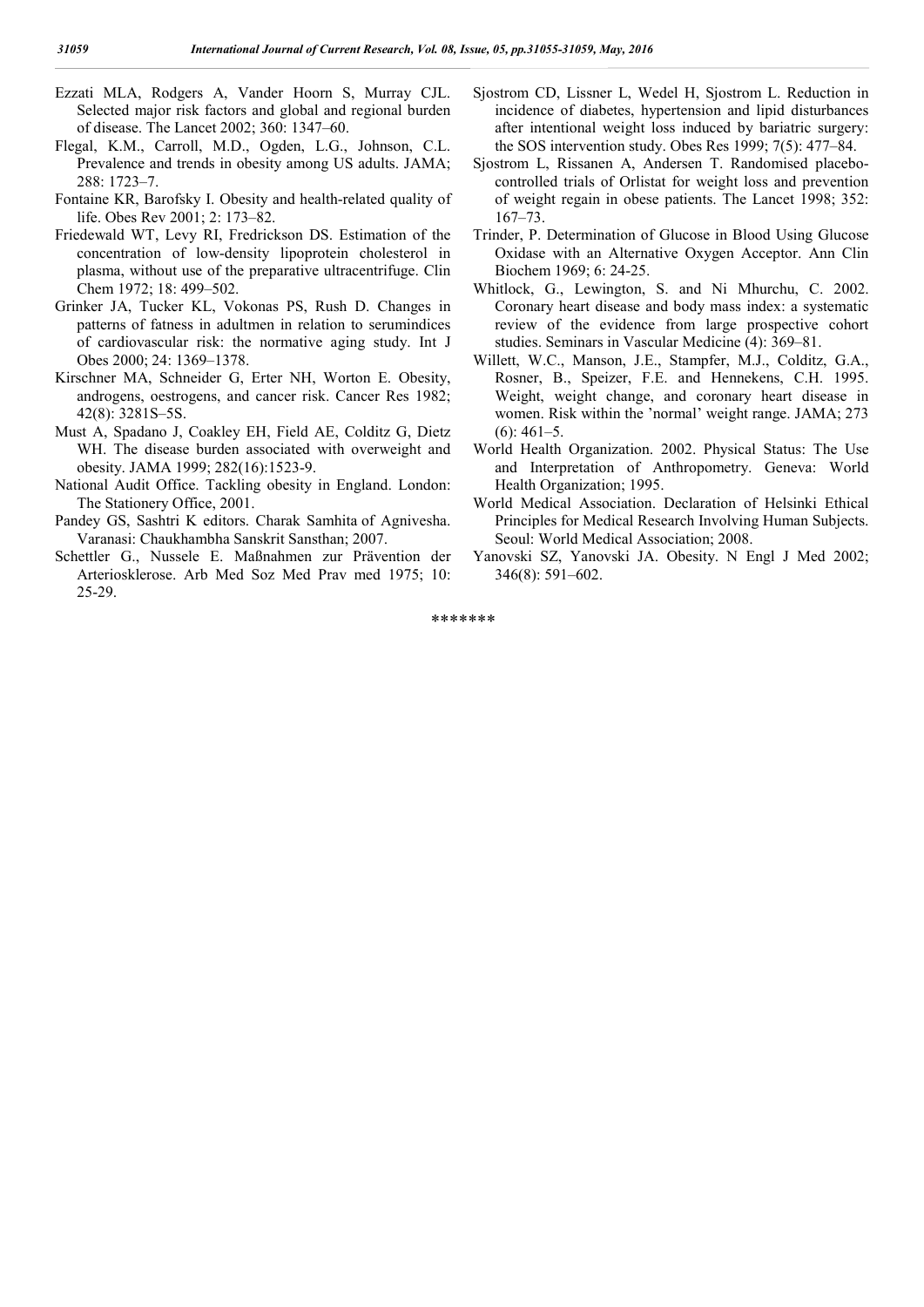Ezzati MLA, Rodgers A, Vander Hoorn S, Murray CJL. Selected major risk factors and global and regional burden of disease. The Lancet 2002; 360: 1347–60.

Flegal, K.M., Carroll, M.D., Ogden, L.G., Johnson, C.L. Prevalence and trends in obesity among US adults. JAMA; 288: 1723–7.

Fontaine KR, Barofsky I. Obesity and health-related quality of life. Obes Rev 2001; 2: 173–82.

Friedewald WT, Levy RI, Fredrickson DS. Estimation of the concentration of low-density lipoprotein cholesterol in plasma, without use of the preparative ultracentrifuge. Clin Chem 1972; 18: 499–502.

Grinker JA, Tucker KL, Vokonas PS, Rush D. Changes in patterns of fatness in adultmen in relation to serumindices of cardiovascular risk: the normative aging study. Int J Obes 2000; 24: 1369–1378.

Kirschner MA, Schneider G, Erter NH, Worton E. Obesity, androgens, oestrogens, and cancer risk. Cancer Res 1982; 42(8): 3281S–5S.

Must A, Spadano J, Coakley EH, Field AE, Colditz G, Dietz WH. The disease burden associated with overweight and obesity. JAMA 1999; 282(16):1523-9.

National Audit Office. Tackling obesity in England. London: The Stationery Office, 2001.

Pandey GS, Sashtri K editors. Charak Samhita of Agnivesha. Varanasi: Chaukhambha Sanskrit Sansthan; 2007.

Schettler G., Nussele E. Maßnahmen zur Prävention der Arteriosklerose. Arb Med Soz Med Prav med 1975; 10: 25-29.

Sjostrom CD, Lissner L, Wedel H, Sjostrom L. Reduction in incidence of diabetes, hypertension and lipid disturbances after intentional weight loss induced by bariatric surgery: the SOS intervention study. Obes Res 1999; 7(5): 477–84.

Sjostrom L, Rissanen A, Andersen T. Randomised placebo-controlled trials of Orlistat for weight loss and prevention of weight regain in obese patients. The Lancet 1998; 352: 167–73.

Trinder, P. Determination of Glucose in Blood Using Glucose Oxidase with an Alternative Oxygen Acceptor. Ann Clin Biochem 1969; 6: 24-25.

Whitlock, G., Lewington, S. and Ni Mhurchu, C. 2002. Coronary heart disease and body mass index: a systematic review of the evidence from large prospective cohort studies. Seminars in Vascular Medicine (4): 369–81.

Willett, W.C., Manson, J.E., Stampfer, M.J., Colditz, G.A., Rosner, B., Speizer, F.E. and Hennekens, C.H. 1995. Weight, weight change, and coronary heart disease in women. Risk within the 'normal' weight range. JAMA; 273 (6): 461–5.

World Health Organization. 2002. Physical Status: The Use and Interpretation of Anthropometry. Geneva: World Health Organization; 1995.

World Medical Association. Declaration of Helsinki Ethical Principles for Medical Research Involving Human Subjects. Seoul: World Medical Association; 2008.

Yanovski SZ, Yanovski JA. Obesity. N Engl J Med 2002; 346(8): 591–602.

*******